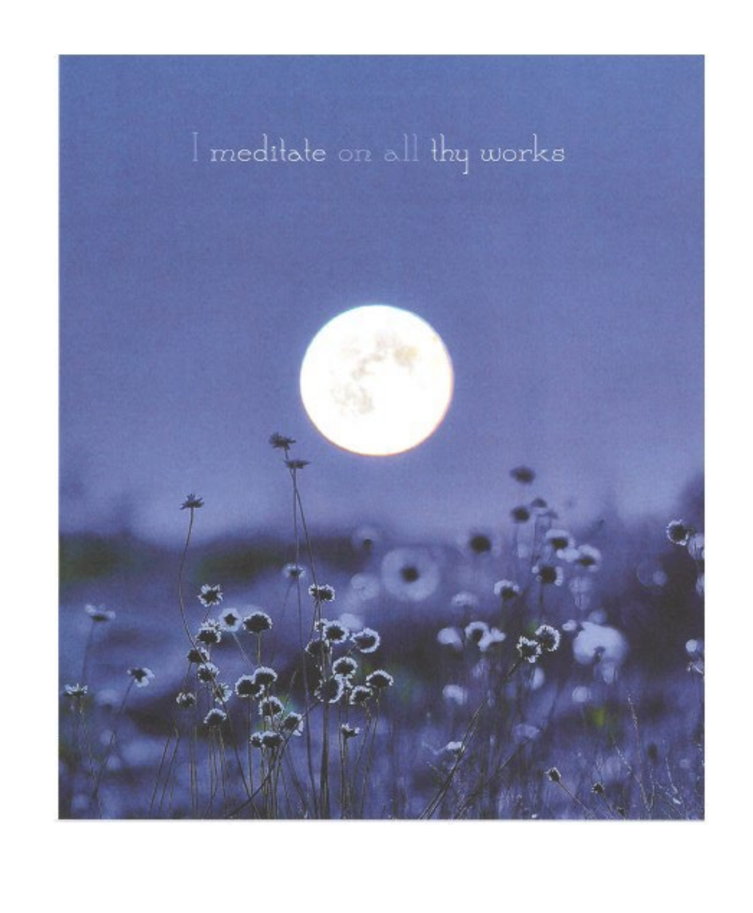I meditate on all thy works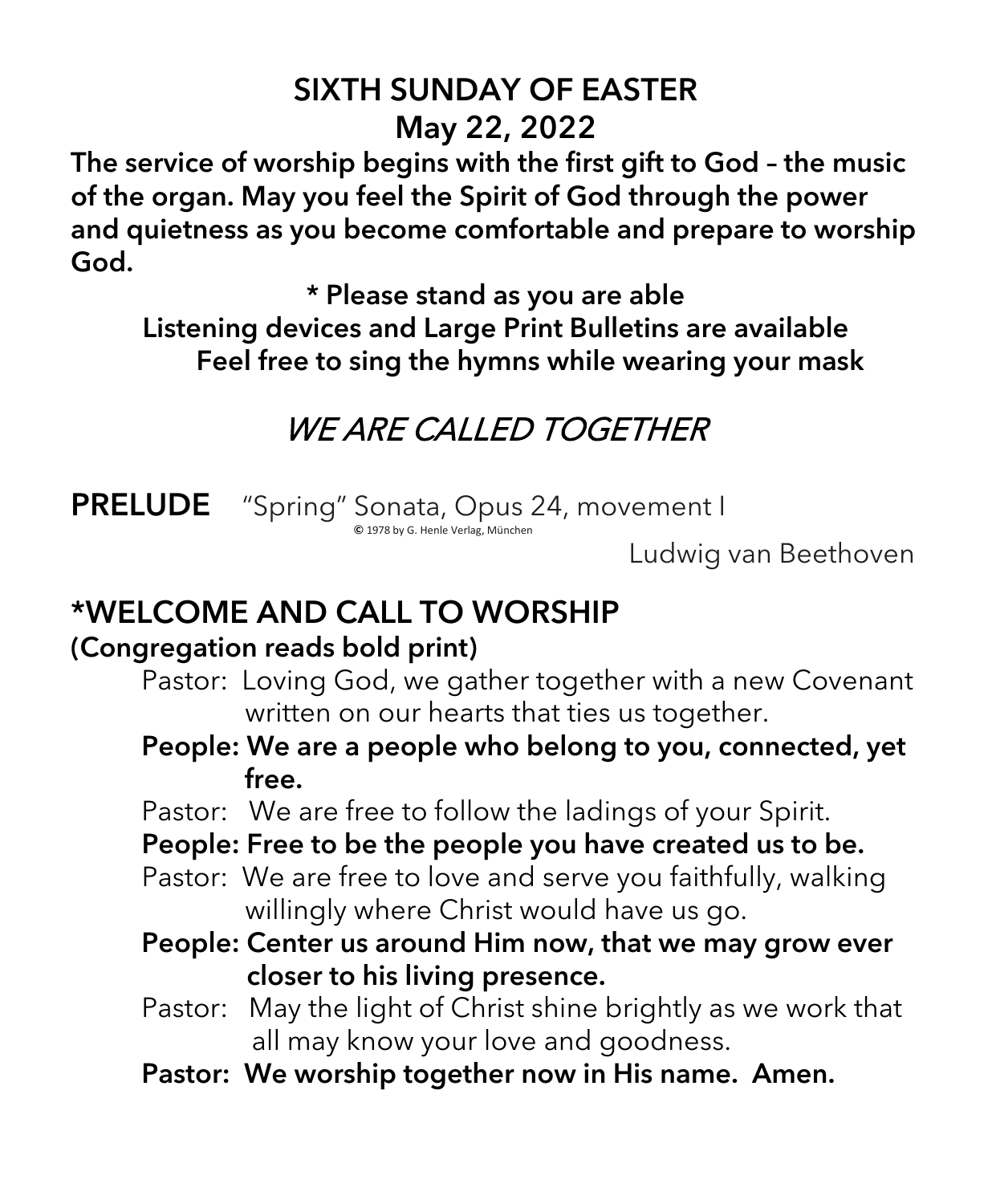# SIXTH SUNDAY OF EASTER
# May 22, 2022

**The service of worship begins with the first gift to God – the music of the organ. May you feel the Spirit of God through the power and quietness as you become comfortable and prepare to worship God.**

**\* Please stand as you are able**
**Listening devices and Large Print Bulletins are available**
**Feel free to sing the hymns while wearing your mask**

## *WE ARE CALLED TOGETHER*

**PRELUDE** "Spring" Sonata, Opus 24, movement I
© 1978 by G. Henle Verlag, München
Ludwig van Beethoven

## *WELCOME AND CALL TO WORSHIP

**(Congregation reads bold print)**

Pastor: Loving God, we gather together with a new Covenant written on our hearts that ties us together.

**People: We are a people who belong to you, connected, yet free.**

Pastor: We are free to follow the ladings of your Spirit.

**People: Free to be the people you have created us to be.**

Pastor: We are free to love and serve you faithfully, walking willingly where Christ would have us go.

**People: Center us around Him now, that we may grow ever closer to his living presence.**

Pastor: May the light of Christ shine brightly as we work that all may know your love and goodness.

**Pastor: We worship together now in His name. Amen.**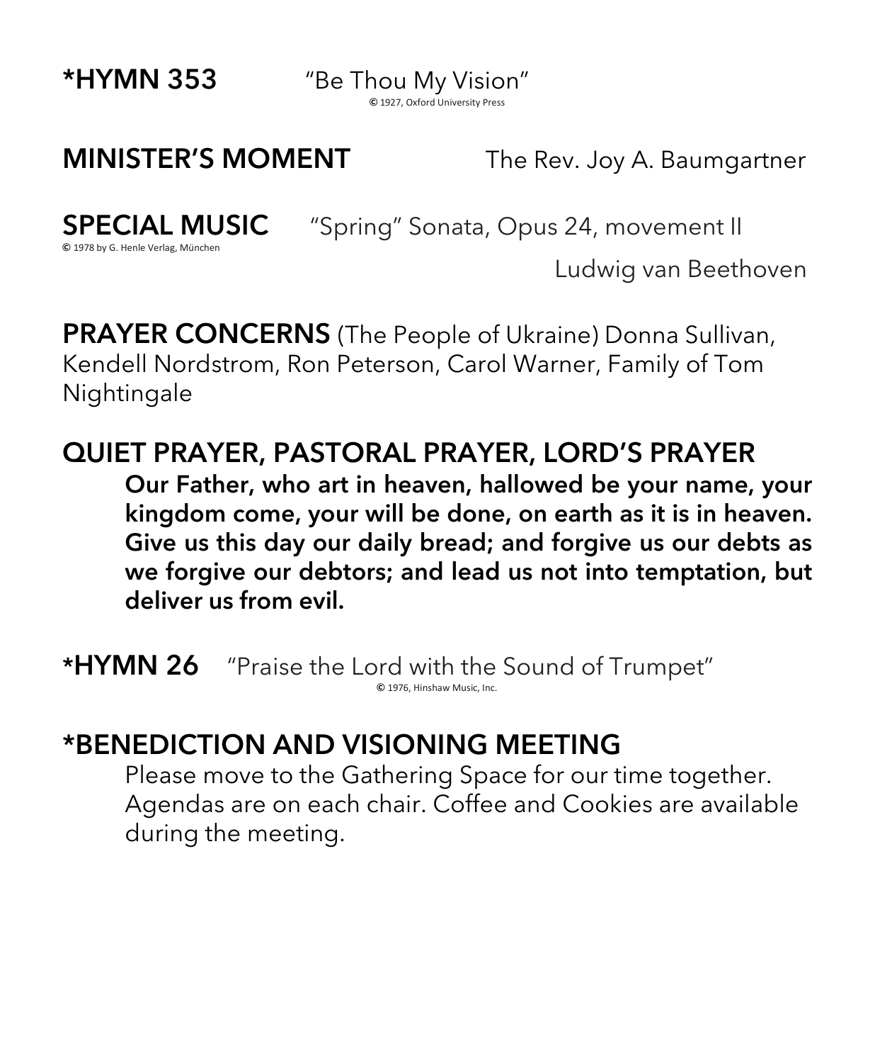**\*HYMN 353** "Be Thou My Vision"

© 1927, Oxford University Press

**MINISTER'S MOMENT** The Rev. Joy A. Baumgartner

**SPECIAL MUSIC** "Spring" Sonata, Opus 24, movement II

© 1978 by G. Henle Verlag, München

Ludwig van Beethoven

**PRAYER CONCERNS** (The People of Ukraine) Donna Sullivan, Kendell Nordstrom, Ron Peterson, Carol Warner, Family of Tom Nightingale

**QUIET PRAYER, PASTORAL PRAYER, LORD'S PRAYER**

**Our Father, who art in heaven, hallowed be your name, your kingdom come, your will be done, on earth as it is in heaven. Give us this day our daily bread; and forgive us our debts as we forgive our debtors; and lead us not into temptation, but deliver us from evil.**

**\*HYMN 26** "Praise the Lord with the Sound of Trumpet"

© 1976, Hinshaw Music, Inc.

**\*BENEDICTION AND VISIONING MEETING**

Please move to the Gathering Space for our time together. Agendas are on each chair. Coffee and Cookies are available during the meeting.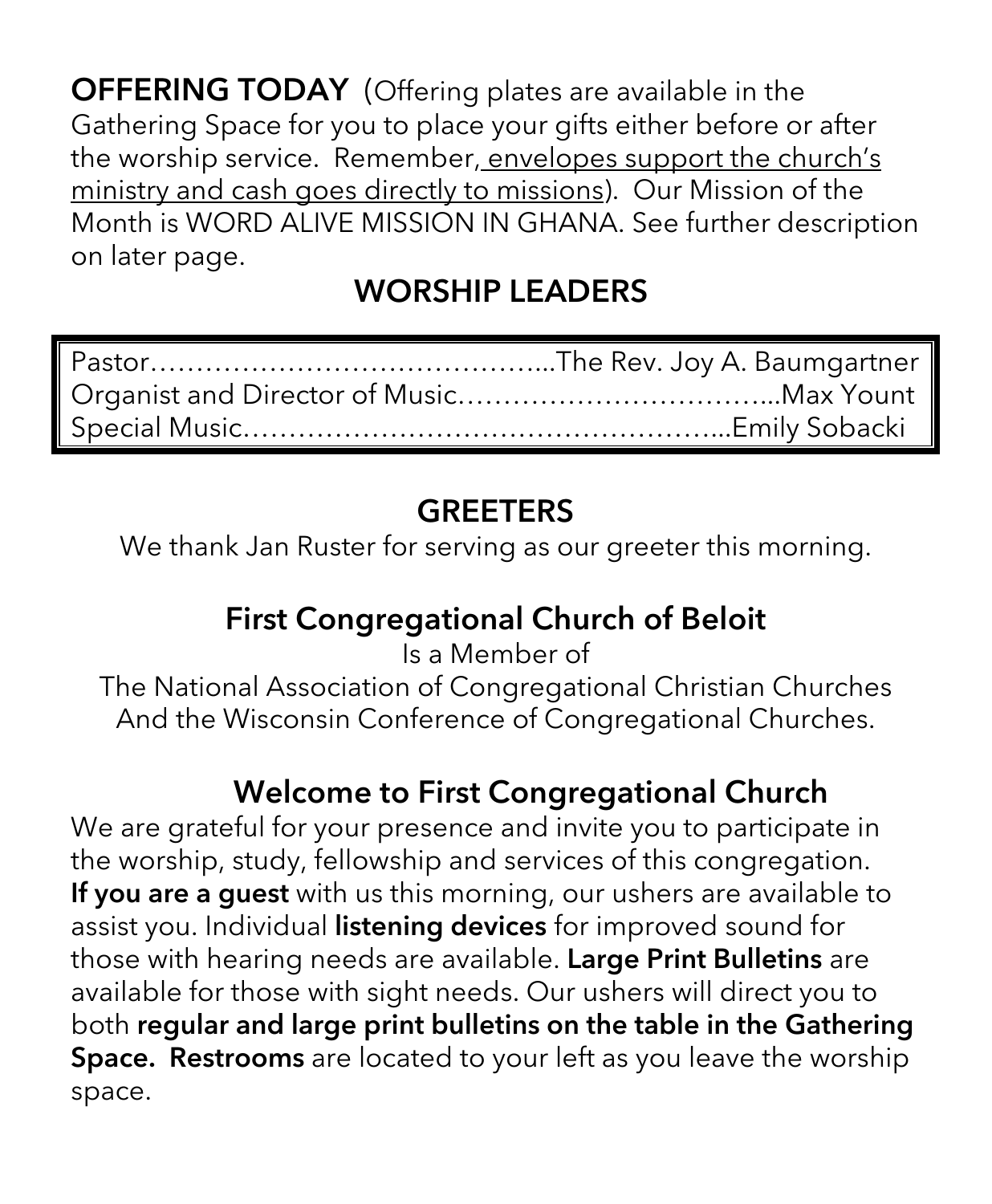**OFFERING TODAY** (Offering plates are available in the Gathering Space for you to place your gifts either before or after the worship service. Remember, envelopes support the church's ministry and cash goes directly to missions). Our Mission of the Month is WORD ALIVE MISSION IN GHANA. See further description on later page.

## WORSHIP LEADERS

Pastor……………………………………...The Rev. Joy A. Baumgartner
Organist and Director of Music……………………………...Max Yount
Special Music…………………………………………...Emily Sobacki

## GREETERS

We thank Jan Ruster for serving as our greeter this morning.

## First Congregational Church of Beloit

Is a Member of
The National Association of Congregational Christian Churches
And the Wisconsin Conference of Congregational Churches.

## Welcome to First Congregational Church

We are grateful for your presence and invite you to participate in the worship, study, fellowship and services of this congregation. **If you are a guest** with us this morning, our ushers are available to assist you. Individual **listening devices** for improved sound for those with hearing needs are available. **Large Print Bulletins** are available for those with sight needs. Our ushers will direct you to both **regular and large print bulletins on the table in the Gathering Space. Restrooms** are located to your left as you leave the worship space.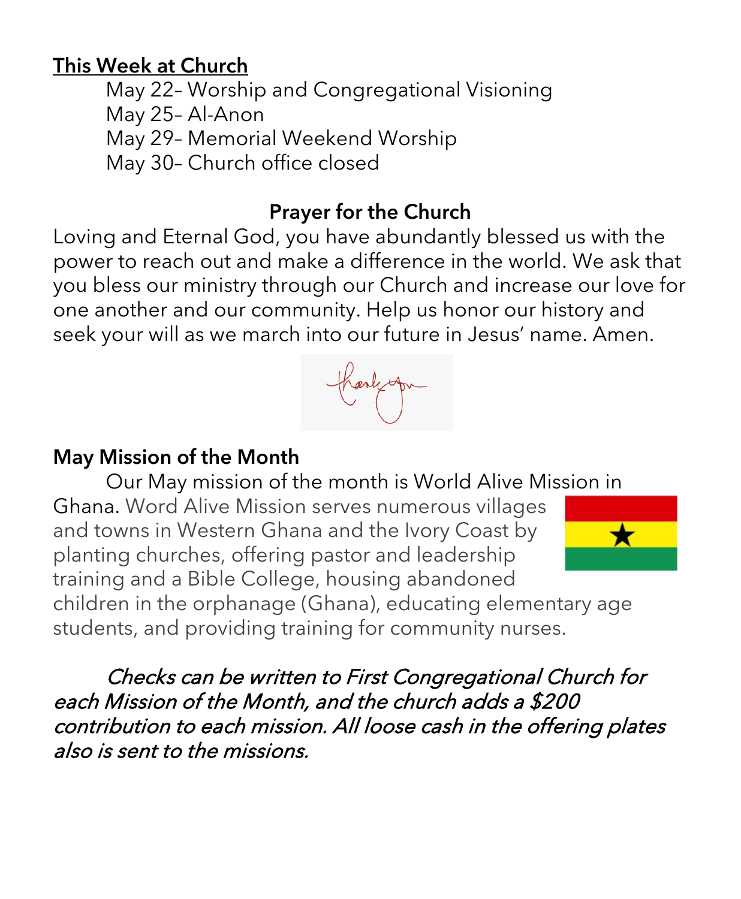**This Week at Church**

May 22– Worship and Congregational Visioning
May 25– Al-Anon
May 29– Memorial Weekend Worship
May 30– Church office closed

**Prayer for the Church**

Loving and Eternal God, you have abundantly blessed us with the power to reach out and make a difference in the world. We ask that you bless our ministry through our Church and increase our love for one another and our community. Help us honor our history and seek your will as we march into our future in Jesus' name. Amen.

**May Mission of the Month**

Our May mission of the month is World Alive Mission in Ghana. Word Alive Mission serves numerous villages and towns in Western Ghana and the Ivory Coast by planting churches, offering pastor and leadership training and a Bible College, housing abandoned children in the orphanage (Ghana), educating elementary age students, and providing training for community nurses.

*Checks can be written to First Congregational Church for each Mission of the Month, and the church adds a $200 contribution to each mission. All loose cash in the offering plates also is sent to the missions.*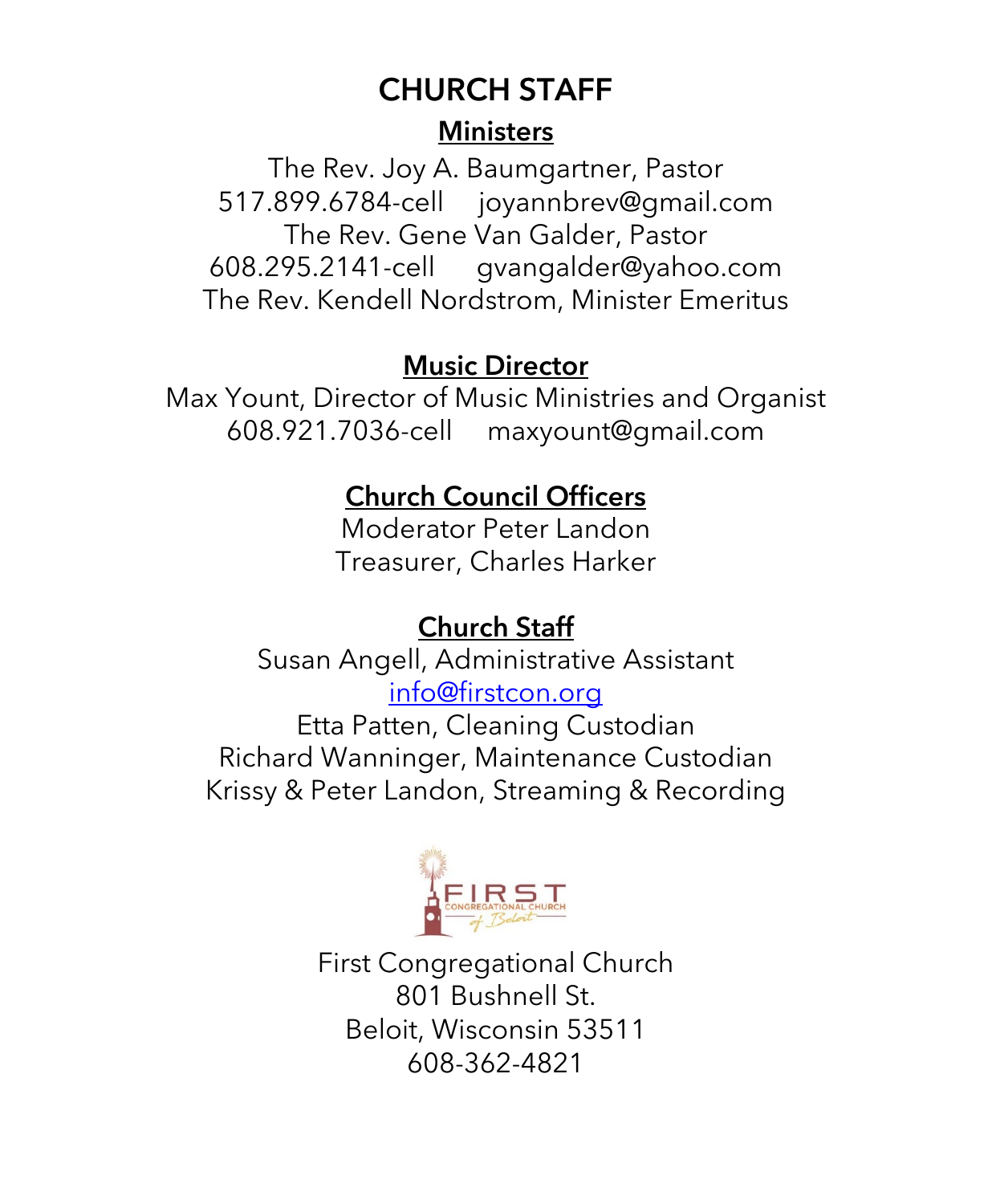# CHURCH STAFF

## Ministers

The Rev. Joy A. Baumgartner, Pastor
517.899.6784-cell joyannbrev@gmail.com
The Rev. Gene Van Galder, Pastor
608.295.2141-cell gvangalder@yahoo.com
The Rev. Kendell Nordstrom, Minister Emeritus

## Music Director

Max Yount, Director of Music Ministries and Organist
608.921.7036-cell maxyount@gmail.com

## Church Council Officers

Moderator Peter Landon
Treasurer, Charles Harker

## Church Staff

Susan Angell, Administrative Assistant
info@firstcon.org
Etta Patten, Cleaning Custodian
Richard Wanninger, Maintenance Custodian
Krissy & Peter Landon, Streaming & Recording

FIRST CONGREGATIONAL CHURCH of Beloit

First Congregational Church
801 Bushnell St.
Beloit, Wisconsin 53511
608-362-4821